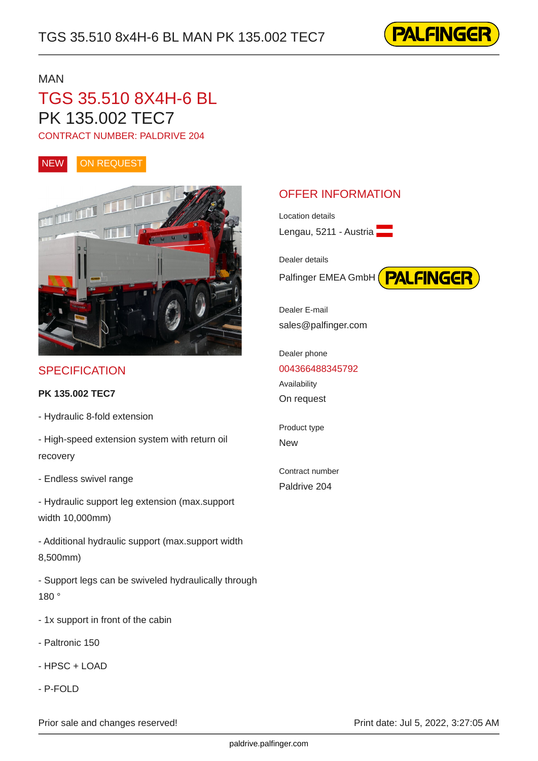MAN

# TGS 35.510 8X4H-6 BL

# PK 135.002 TEC7

CONTRACT NUMBER: PALDRIVE 204

NEW ON REQUEST

## SPECIFICATION

**PK 135.002 TEC7**

- Hydraulic 8-fold extension

- High-speed extension system with return oil recovery

- Endless swivel range

- Hydraulic support leg extension (max.support width 10,000mm)

- Additional hydraulic support (max.support width 8,500mm)

- Support legs can be swiveled hydraulically through 180 °

- 1x support in front of the cabin

- Paltronic 150

- HPSC + LOAD

- P-FOLD

## OFFER INFORMATION

Location details

Lengau, 5211 - Austria

Dealer details

Palfinger EMEA GmbH

Dealer E-mail

sales@palfinger.com

Dealer phone

004366488345792

Availability

On request

Product type

New

Contract number

Paldrive 204

Prior sale and changes reserved!

Print date: Jul 5, 2022, 3:27:05 AM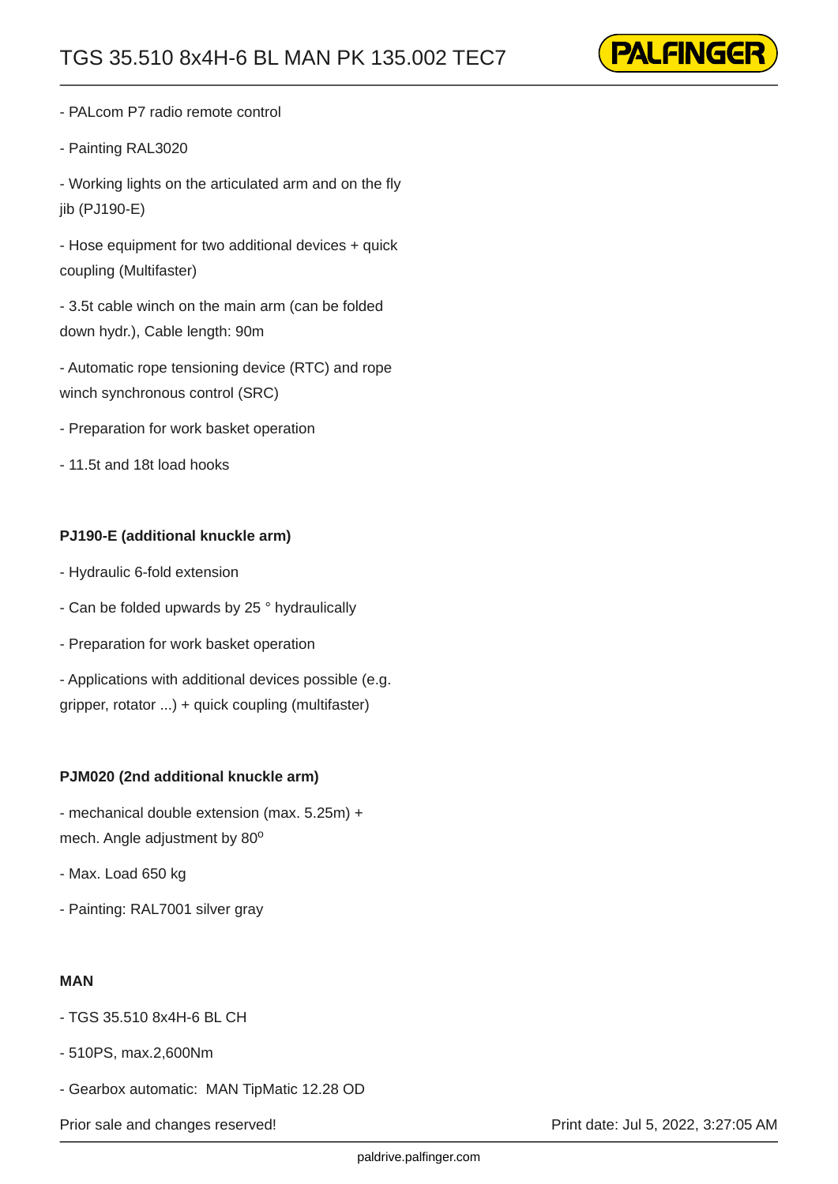- PALcom P7 radio remote control
- Painting RAL3020
- Working lights on the articulated arm and on the fly jib (PJ190-E)
- Hose equipment for two additional devices + quick coupling (Multifaster)
- 3.5t cable winch on the main arm (can be folded down hydr.), Cable length: 90m
- Automatic rope tensioning device (RTC) and rope winch synchronous control (SRC)
- Preparation for work basket operation
- 11.5t and 18t load hooks

**PJ190-E (additional knuckle arm)**

- Hydraulic 6-fold extension
- Can be folded upwards by 25 ° hydraulically
- Preparation for work basket operation
- Applications with additional devices possible (e.g. gripper, rotator ...) + quick coupling (multifaster)

**PJM020 (2nd additional knuckle arm)**

- mechanical double extension (max. 5.25m) + mech. Angle adjustment by 80°
- Max. Load 650 kg
- Painting: RAL7001 silver gray

**MAN**

- TGS 35.510 8x4H-6 BL CH
- 510PS, max.2,600Nm
- Gearbox automatic: MAN TipMatic 12.28 OD

Prior sale and changes reserved!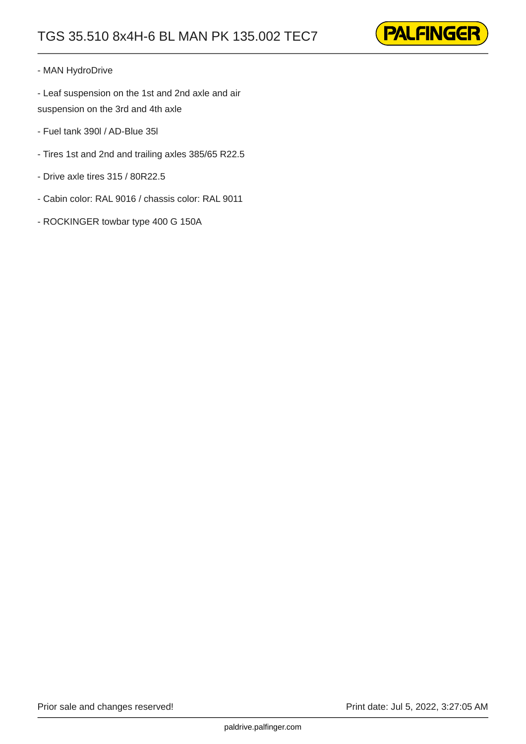- MAN HydroDrive

- Leaf suspension on the 1st and 2nd axle and air suspension on the 3rd and 4th axle

- Fuel tank 390l / AD-Blue 35l

- Tires 1st and 2nd and trailing axles 385/65 R22.5

- Drive axle tires 315 / 80R22.5

- Cabin color: RAL 9016 / chassis color: RAL 9011

- ROCKINGER towbar type 400 G 150A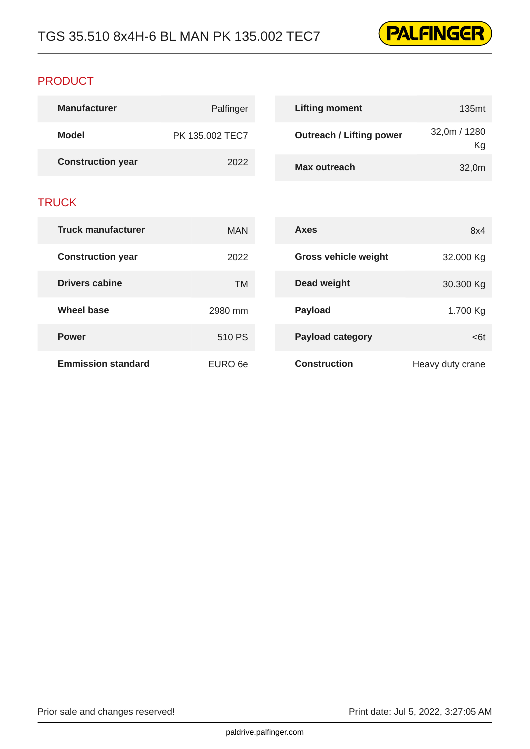# TGS 35.510 8x4H-6 BL MAN PK 135.002 TEC7

## PRODUCT

| | |
|---|---|
| **Manufacturer** | Palfinger |
| **Model** | PK 135.002 TEC7 |
| **Construction year** | 2022 |

| | |
|---|---|
| **Lifting moment** | 135mt |
| **Outreach / Lifting power** | 32,0m / 1280 Kg |
| **Max outreach** | 32,0m |

## TRUCK

| | |
|---|---|
| **Truck manufacturer** | MAN |
| **Construction year** | 2022 |
| **Drivers cabine** | TM |
| **Wheel base** | 2980 mm |
| **Power** | 510 PS |
| **Emmission standard** | EURO 6e |

| | |
|---|---|
| **Axes** | 8x4 |
| **Gross vehicle weight** | 32.000 Kg |
| **Dead weight** | 30.300 Kg |
| **Payload** | 1.700 Kg |
| **Payload category** | <6t |
| **Construction** | Heavy duty crane |

Prior sale and changes reserved!

Print date: Jul 5, 2022, 3:27:05 AM

paldrive.palfinger.com